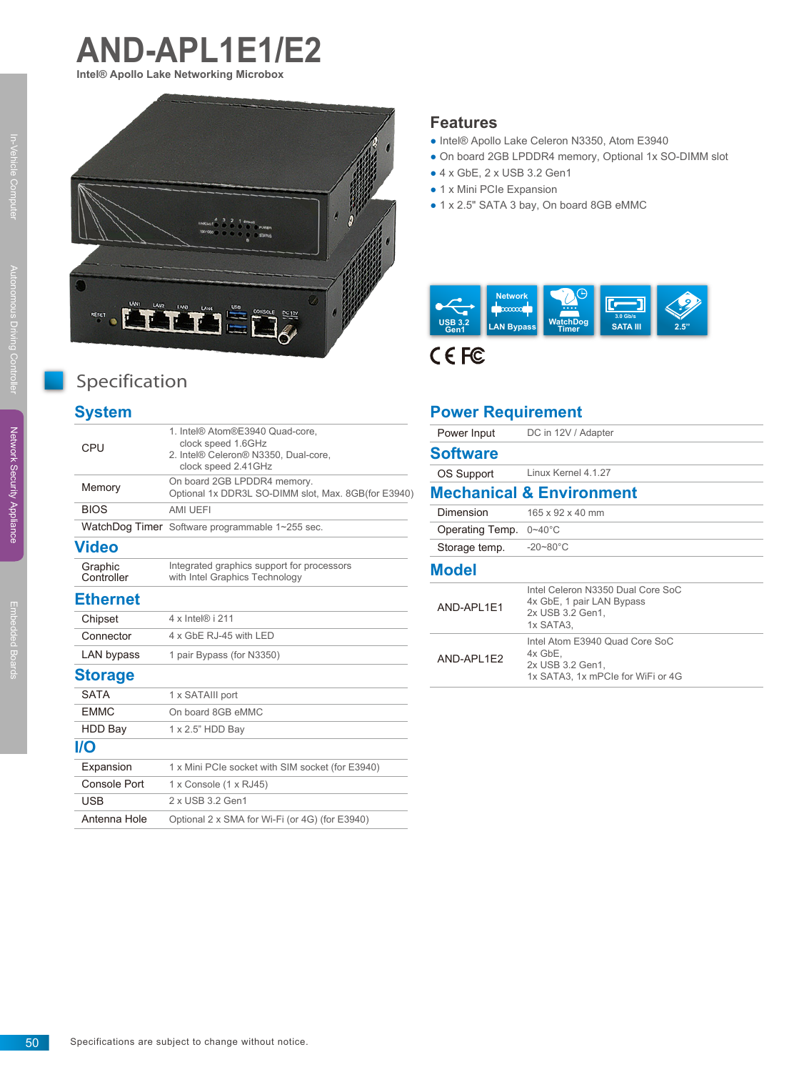# AND-APL1E1/E2

**Intel® Apollo Lake Networking Microbox**

## Features

- Intel® Apollo Lake Celeron N3350, Atom E3940
- On board 2GB LPDDR4 memory, Optional 1x SO-DIMM slot
- 4 x GbE, 2 x USB 3.2 Gen1
- 1 x Mini PCIe Expansion
- 1 x 2.5" SATA 3 bay, On board 8GB eMMC

USB 3.2 Gen1 | Network LAN Bypass | WatchDog Timer | 3.0 Gb/s SATA III | 2.5"

## Specification

### System

| | |
|---|---|
| CPU | 1. Intel® Atom®E3940 Quad-core, clock speed 1.6GHz<br>2. Intel® Celeron® N3350, Dual-core, clock speed 2.41GHz |
| Memory | On board 2GB LPDDR4 memory.<br>Optional 1x DDR3L SO-DIMM slot, Max. 8GB(for E3940) |
| BIOS | AMI UEFI |
| WatchDog Timer | Software programmable 1~255 sec. |

### Video

| | |
|---|---|
| Graphic Controller | Integrated graphics support for processors with Intel Graphics Technology |

### Ethernet

| | |
|---|---|
| Chipset | 4 x Intel® i 211 |
| Connector | 4 x GbE RJ-45 with LED |
| LAN bypass | 1 pair Bypass (for N3350) |

### Storage

| | |
|---|---|
| SATA | 1 x SATAIII port |
| EMMC | On board 8GB eMMC |
| HDD Bay | 1 x 2.5" HDD Bay |

### I/O

| | |
|---|---|
| Expansion | 1 x Mini PCIe socket with SIM socket (for E3940) |
| Console Port | 1 x Console (1 x RJ45) |
| USB | 2 x USB 3.2 Gen1 |
| Antenna Hole | Optional 2 x SMA for Wi-Fi (or 4G) (for E3940) |

### Power Requirement

| | |
|---|---|
| Power Input | DC in 12V / Adapter |

### Software

| | |
|---|---|
| OS Support | Linux Kernel 4.1.27 |

### Mechanical & Environment

| | |
|---|---|
| Dimension | 165 x 92 x 40 mm |
| Operating Temp. | 0~40°C |
| Storage temp. | -20~80°C |

### Model

| | |
|---|---|
| AND-APL1E1 | Intel Celeron N3350 Dual Core SoC<br>4x GbE, 1 pair LAN Bypass<br>2x USB 3.2 Gen1,<br>1x SATA3, |
| AND-APL1E2 | Intel Atom E3940 Quad Core SoC<br>4x GbE,<br>2x USB 3.2 Gen1,<br>1x SATA3, 1x mPCIe for WiFi or 4G |

Specifications are subject to change without notice.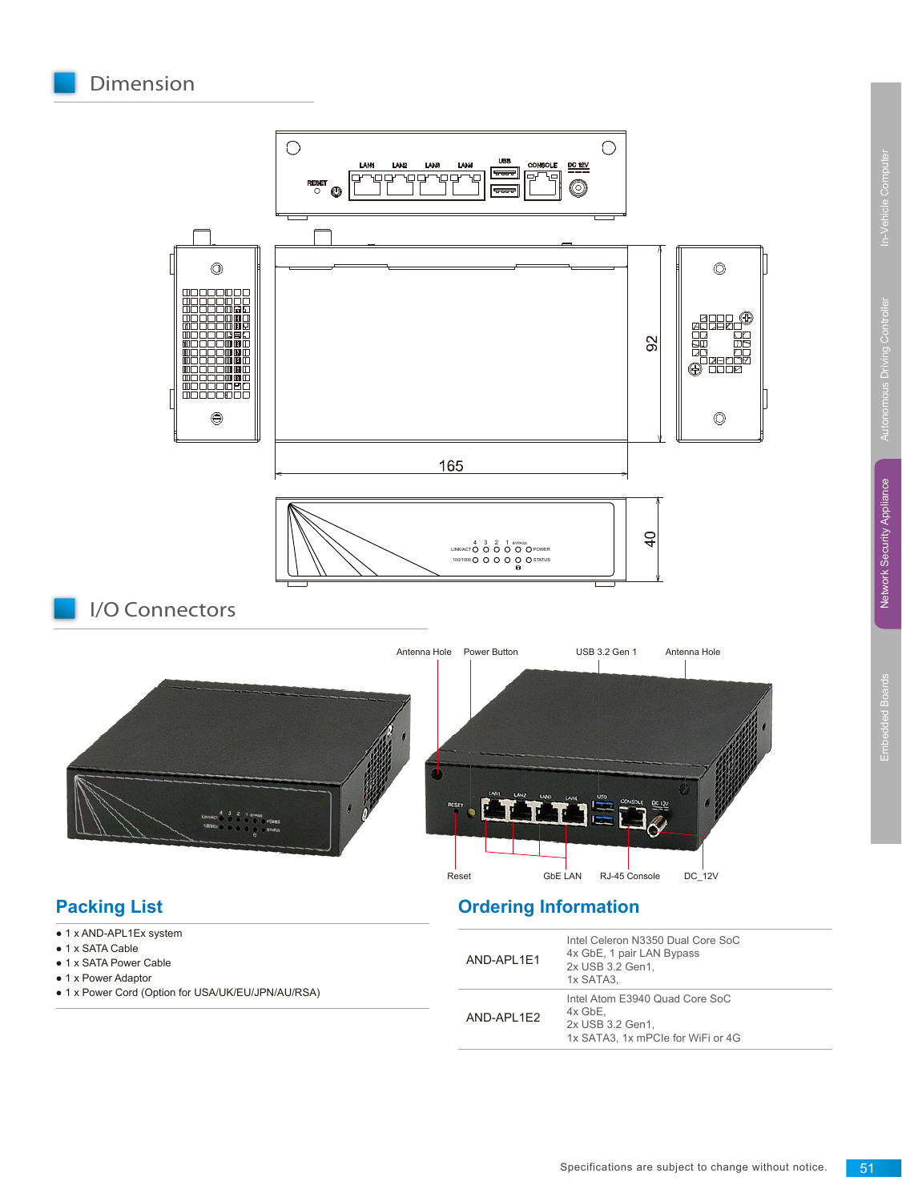## Dimension

165

92

40

## I/O Connectors

Antenna Hole
Power Button
USB 3.2 Gen 1
Antenna Hole
Reset
GbE LAN
RJ-45 Console
DC_12V

## Packing List

- 1 x AND-APL1Ex system
- 1 x SATA Cable
- 1 x SATA Power Cable
- 1 x Power Adaptor
- 1 x Power Cord (Option for USA/UK/EU/JPN/AU/RSA)

## Ordering Information

| | |
|---|---|
| AND-APL1E1 | Intel Celeron N3350 Dual Core SoC<br>4x GbE, 1 pair LAN Bypass<br>2x USB 3.2 Gen1,<br>1x SATA3, |
| AND-APL1E2 | Intel Atom E3940 Quad Core SoC<br>4x GbE,<br>2x USB 3.2 Gen1,<br>1x SATA3, 1x mPCIe for WiFi or 4G |

Specifications are subject to change without notice.